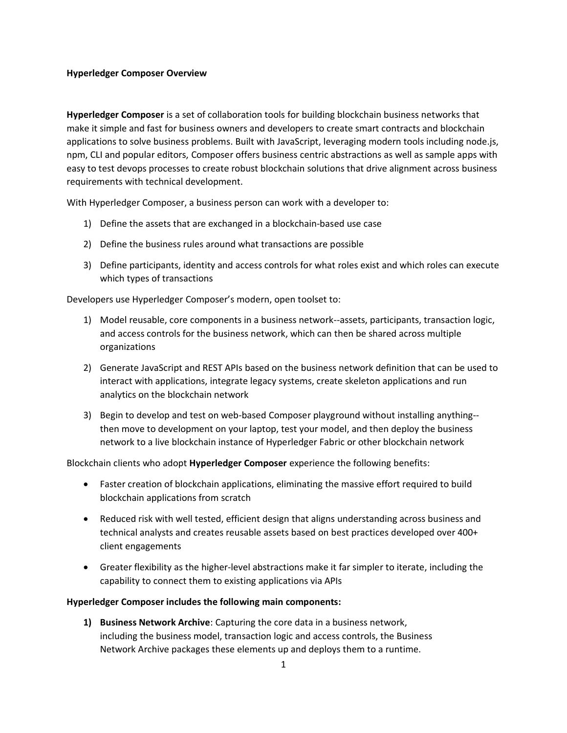**Hyperledger Composer Overview**

**Hyperledger Composer** is a set of collaboration tools for building blockchain business networks that make it simple and fast for business owners and developers to create smart contracts and blockchain applications to solve business problems. Built with JavaScript, leveraging modern tools including node.js, npm, CLI and popular editors, Composer offers business centric abstractions as well as sample apps with easy to test devops processes to create robust blockchain solutions that drive alignment across business requirements with technical development.

With Hyperledger Composer, a business person can work with a developer to:

1) Define the assets that are exchanged in a blockchain-based use case
2) Define the business rules around what transactions are possible
3) Define participants, identity and access controls for what roles exist and which roles can execute which types of transactions

Developers use Hyperledger Composer's modern, open toolset to:

1) Model reusable, core components in a business network--assets, participants, transaction logic, and access controls for the business network, which can then be shared across multiple organizations
2) Generate JavaScript and REST APIs based on the business network definition that can be used to interact with applications, integrate legacy systems, create skeleton applications and run analytics on the blockchain network
3) Begin to develop and test on web-based Composer playground without installing anything--then move to development on your laptop, test your model, and then deploy the business network to a live blockchain instance of Hyperledger Fabric or other blockchain network

Blockchain clients who adopt **Hyperledger Composer** experience the following benefits:

- Faster creation of blockchain applications, eliminating the massive effort required to build blockchain applications from scratch
- Reduced risk with well tested, efficient design that aligns understanding across business and technical analysts and creates reusable assets based on best practices developed over 400+ client engagements
- Greater flexibility as the higher-level abstractions make it far simpler to iterate, including the capability to connect them to existing applications via APIs

**Hyperledger Composer includes the following main components:**

1) **Business Network Archive**: Capturing the core data in a business network, including the business model, transaction logic and access controls, the Business Network Archive packages these elements up and deploys them to a runtime.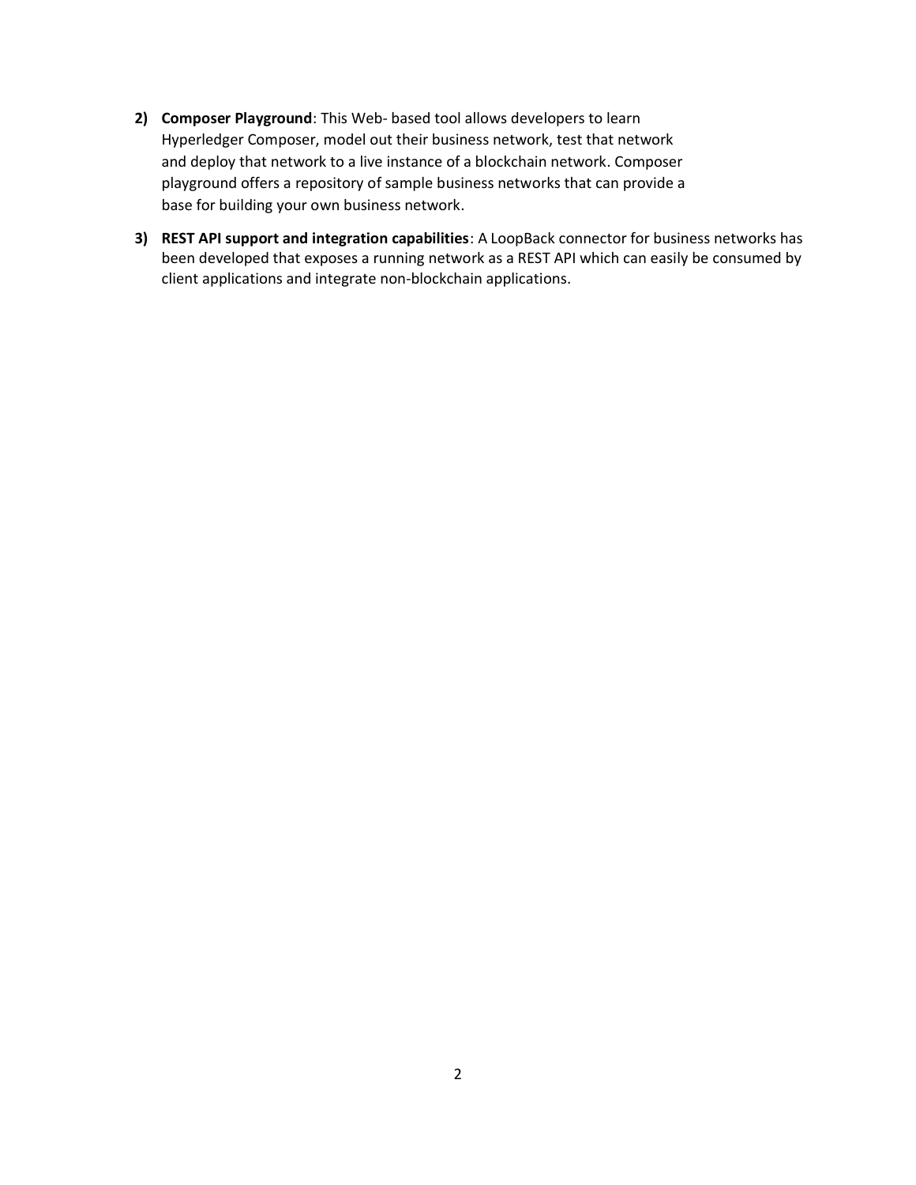2) **Composer Playground**: This Web- based tool allows developers to learn Hyperledger Composer, model out their business network, test that network and deploy that network to a live instance of a blockchain network. Composer playground offers a repository of sample business networks that can provide a base for building your own business network.

3) **REST API support and integration capabilities**: A LoopBack connector for business networks has been developed that exposes a running network as a REST API which can easily be consumed by client applications and integrate non-blockchain applications.